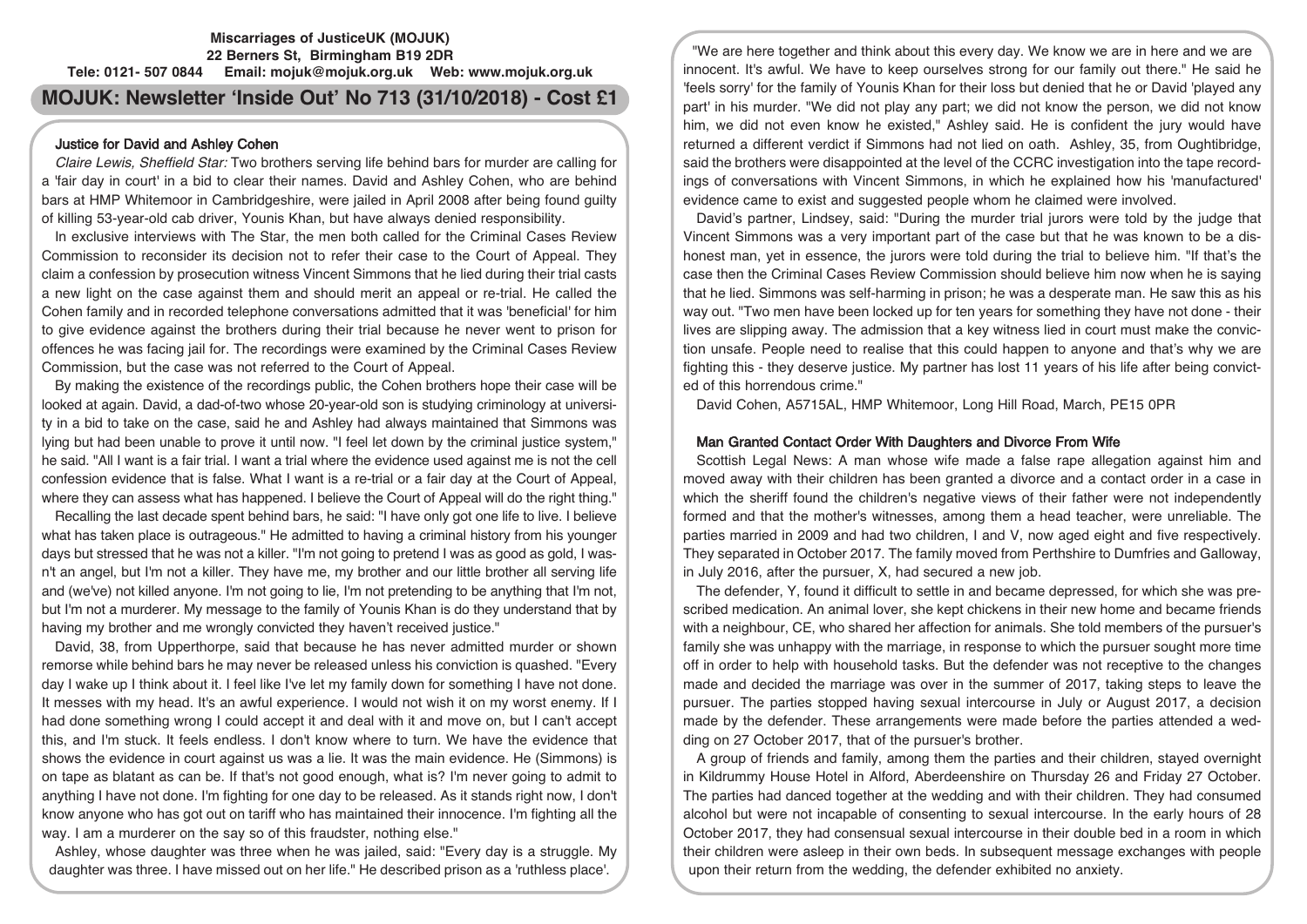**Miscarriages of JusticeUK (MOJUK)**
**22 Berners St, Birmingham B19 2DR**
**Tele: 0121- 507 0844 Email: mojuk@mojuk.org.uk Web: www.mojuk.org.uk**

# MOJUK: Newsletter 'Inside Out' No 713 (31/10/2018) - Cost £1

## Justice for David and Ashley Cohen

*Claire Lewis, Sheffield Star:* Two brothers serving life behind bars for murder are calling for a 'fair day in court' in a bid to clear their names. David and Ashley Cohen, who are behind bars at HMP Whitemoor in Cambridgeshire, were jailed in April 2008 after being found guilty of killing 53-year-old cab driver, Younis Khan, but have always denied responsibility.

In exclusive interviews with The Star, the men both called for the Criminal Cases Review Commission to reconsider its decision not to refer their case to the Court of Appeal. They claim a confession by prosecution witness Vincent Simmons that he lied during their trial casts a new light on the case against them and should merit an appeal or re-trial. He called the Cohen family and in recorded telephone conversations admitted that it was 'beneficial' for him to give evidence against the brothers during their trial because he never went to prison for offences he was facing jail for. The recordings were examined by the Criminal Cases Review Commission, but the case was not referred to the Court of Appeal.

By making the existence of the recordings public, the Cohen brothers hope their case will be looked at again. David, a dad-of-two whose 20-year-old son is studying criminology at university in a bid to take on the case, said he and Ashley had always maintained that Simmons was lying but had been unable to prove it until now. "I feel let down by the criminal justice system," he said. "All I want is a fair trial. I want a trial where the evidence used against me is not the cell confession evidence that is false. What I want is a re-trial or a fair day at the Court of Appeal, where they can assess what has happened. I believe the Court of Appeal will do the right thing."

Recalling the last decade spent behind bars, he said: "I have only got one life to live. I believe what has taken place is outrageous." He admitted to having a criminal history from his younger days but stressed that he was not a killer. "I'm not going to pretend I was as good as gold, I wasn't an angel, but I'm not a killer. They have me, my brother and our little brother all serving life and (we've) not killed anyone. I'm not going to lie, I'm not pretending to be anything that I'm not, but I'm not a murderer. My message to the family of Younis Khan is do they understand that by having my brother and me wrongly convicted they haven't received justice."

David, 38, from Upperthorpe, said that because he has never admitted murder or shown remorse while behind bars he may never be released unless his conviction is quashed. "Every day I wake up I think about it. I feel like I've let my family down for something I have not done. It messes with my head. It's an awful experience. I would not wish it on my worst enemy. If I had done something wrong I could accept it and deal with it and move on, but I can't accept this, and I'm stuck. It feels endless. I don't know where to turn. We have the evidence that shows the evidence in court against us was a lie. It was the main evidence. He (Simmons) is on tape as blatant as can be. If that's not good enough, what is? I'm never going to admit to anything I have not done. I'm fighting for one day to be released. As it stands right now, I don't know anyone who has got out on tariff who has maintained their innocence. I'm fighting all the way. I am a murderer on the say so of this fraudster, nothing else."

Ashley, whose daughter was three when he was jailed, said: "Every day is a struggle. My daughter was three. I have missed out on her life." He described prison as a 'ruthless place'.

"We are here together and think about this every day. We know we are in here and we are innocent. It's awful. We have to keep ourselves strong for our family out there." He said he 'feels sorry' for the family of Younis Khan for their loss but denied that he or David 'played any part' in his murder. "We did not play any part; we did not know the person, we did not know him, we did not even know he existed," Ashley said. He is confident the jury would have returned a different verdict if Simmons had not lied on oath. Ashley, 35, from Oughtibridge, said the brothers were disappointed at the level of the CCRC investigation into the tape recordings of conversations with Vincent Simmons, in which he explained how his 'manufactured' evidence came to exist and suggested people whom he claimed were involved.

David's partner, Lindsey, said: "During the murder trial jurors were told by the judge that Vincent Simmons was a very important part of the case but that he was known to be a dishonest man, yet in essence, the jurors were told during the trial to believe him. "If that's the case then the Criminal Cases Review Commission should believe him now when he is saying that he lied. Simmons was self-harming in prison; he was a desperate man. He saw this as his way out. "Two men have been locked up for ten years for something they have not done - their lives are slipping away. The admission that a key witness lied in court must make the conviction unsafe. People need to realise that this could happen to anyone and that's why we are fighting this - they deserve justice. My partner has lost 11 years of his life after being convicted of this horrendous crime."

David Cohen, A5715AL, HMP Whitemoor, Long Hill Road, March, PE15 0PR

## Man Granted Contact Order With Daughters and Divorce From Wife

Scottish Legal News: A man whose wife made a false rape allegation against him and moved away with their children has been granted a divorce and a contact order in a case in which the sheriff found the children's negative views of their father were not independently formed and that the mother's witnesses, among them a head teacher, were unreliable. The parties married in 2009 and had two children, I and V, now aged eight and five respectively. They separated in October 2017. The family moved from Perthshire to Dumfries and Galloway, in July 2016, after the pursuer, X, had secured a new job.

The defender, Y, found it difficult to settle in and became depressed, for which she was prescribed medication. An animal lover, she kept chickens in their new home and became friends with a neighbour, CE, who shared her affection for animals. She told members of the pursuer's family she was unhappy with the marriage, in response to which the pursuer sought more time off in order to help with household tasks. But the defender was not receptive to the changes made and decided the marriage was over in the summer of 2017, taking steps to leave the pursuer. The parties stopped having sexual intercourse in July or August 2017, a decision made by the defender. These arrangements were made before the parties attended a wedding on 27 October 2017, that of the pursuer's brother.

A group of friends and family, among them the parties and their children, stayed overnight in Kildrummy House Hotel in Alford, Aberdeenshire on Thursday 26 and Friday 27 October. The parties had danced together at the wedding and with their children. They had consumed alcohol but were not incapable of consenting to sexual intercourse. In the early hours of 28 October 2017, they had consensual sexual intercourse in their double bed in a room in which their children were asleep in their own beds. In subsequent message exchanges with people upon their return from the wedding, the defender exhibited no anxiety.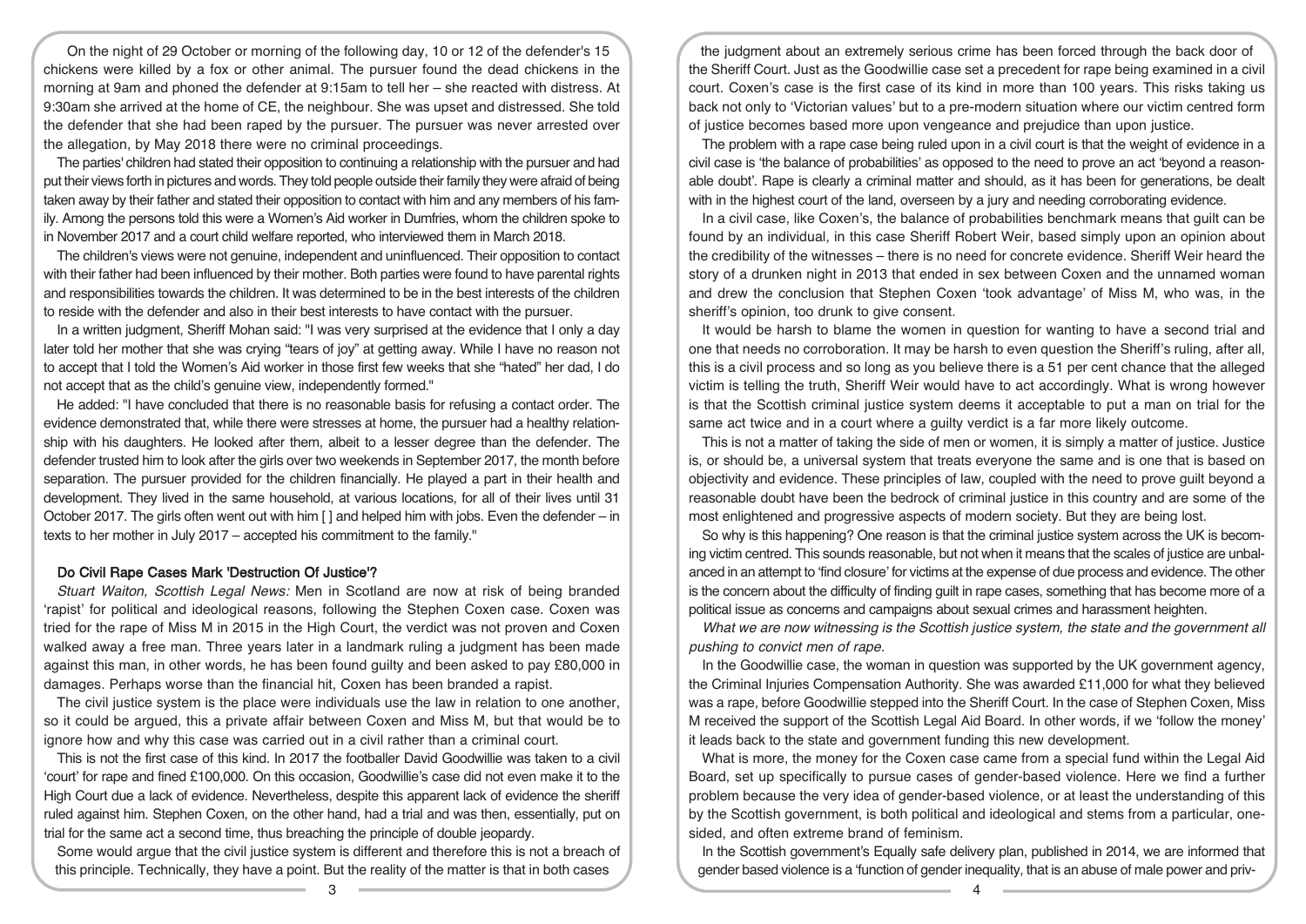On the night of 29 October or morning of the following day, 10 or 12 of the defender's 15 chickens were killed by a fox or other animal. The pursuer found the dead chickens in the morning at 9am and phoned the defender at 9:15am to tell her – she reacted with distress. At 9:30am she arrived at the home of CE, the neighbour. She was upset and distressed. She told the defender that she had been raped by the pursuer. The pursuer was never arrested over the allegation, by May 2018 there were no criminal proceedings.

The parties' children had stated their opposition to continuing a relationship with the pursuer and had put their views forth in pictures and words. They told people outside their family they were afraid of being taken away by their father and stated their opposition to contact with him and any members of his family. Among the persons told this were a Women's Aid worker in Dumfries, whom the children spoke to in November 2017 and a court child welfare reported, who interviewed them in March 2018.

The children's views were not genuine, independent and uninfluenced. Their opposition to contact with their father had been influenced by their mother. Both parties were found to have parental rights and responsibilities towards the children. It was determined to be in the best interests of the children to reside with the defender and also in their best interests to have contact with the pursuer.

In a written judgment, Sheriff Mohan said: "I was very surprised at the evidence that I only a day later told her mother that she was crying "tears of joy" at getting away. While I have no reason not to accept that I told the Women's Aid worker in those first few weeks that she "hated" her dad, I do not accept that as the child's genuine view, independently formed."

He added: "I have concluded that there is no reasonable basis for refusing a contact order. The evidence demonstrated that, while there were stresses at home, the pursuer had a healthy relationship with his daughters. He looked after them, albeit to a lesser degree than the defender. The defender trusted him to look after the girls over two weekends in September 2017, the month before separation. The pursuer provided for the children financially. He played a part in their health and development. They lived in the same household, at various locations, for all of their lives until 31 October 2017. The girls often went out with him [ ] and helped him with jobs. Even the defender – in texts to her mother in July 2017 – accepted his commitment to the family."

## Do Civil Rape Cases Mark 'Destruction Of Justice'?

*Stuart Waiton, Scottish Legal News:* Men in Scotland are now at risk of being branded 'rapist' for political and ideological reasons, following the Stephen Coxen case. Coxen was tried for the rape of Miss M in 2015 in the High Court, the verdict was not proven and Coxen walked away a free man. Three years later in a landmark ruling a judgment has been made against this man, in other words, he has been found guilty and been asked to pay £80,000 in damages. Perhaps worse than the financial hit, Coxen has been branded a rapist.

The civil justice system is the place were individuals use the law in relation to one another, so it could be argued, this a private affair between Coxen and Miss M, but that would be to ignore how and why this case was carried out in a civil rather than a criminal court.

This is not the first case of this kind. In 2017 the footballer David Goodwillie was taken to a civil 'court' for rape and fined £100,000. On this occasion, Goodwillie's case did not even make it to the High Court due a lack of evidence. Nevertheless, despite this apparent lack of evidence the sheriff ruled against him. Stephen Coxen, on the other hand, had a trial and was then, essentially, put on trial for the same act a second time, thus breaching the principle of double jeopardy.

Some would argue that the civil justice system is different and therefore this is not a breach of this principle. Technically, they have a point. But the reality of the matter is that in both cases the judgment about an extremely serious crime has been forced through the back door of the Sheriff Court. Just as the Goodwillie case set a precedent for rape being examined in a civil court. Coxen's case is the first case of its kind in more than 100 years. This risks taking us back not only to 'Victorian values' but to a pre-modern situation where our victim centred form of justice becomes based more upon vengeance and prejudice than upon justice.

The problem with a rape case being ruled upon in a civil court is that the weight of evidence in a civil case is 'the balance of probabilities' as opposed to the need to prove an act 'beyond a reasonable doubt'. Rape is clearly a criminal matter and should, as it has been for generations, be dealt with in the highest court of the land, overseen by a jury and needing corroborating evidence.

In a civil case, like Coxen's, the balance of probabilities benchmark means that guilt can be found by an individual, in this case Sheriff Robert Weir, based simply upon an opinion about the credibility of the witnesses – there is no need for concrete evidence. Sheriff Weir heard the story of a drunken night in 2013 that ended in sex between Coxen and the unnamed woman and drew the conclusion that Stephen Coxen 'took advantage' of Miss M, who was, in the sheriff's opinion, too drunk to give consent.

It would be harsh to blame the women in question for wanting to have a second trial and one that needs no corroboration. It may be harsh to even question the Sheriff's ruling, after all, this is a civil process and so long as you believe there is a 51 per cent chance that the alleged victim is telling the truth, Sheriff Weir would have to act accordingly. What is wrong however is that the Scottish criminal justice system deems it acceptable to put a man on trial for the same act twice and in a court where a guilty verdict is a far more likely outcome.

This is not a matter of taking the side of men or women, it is simply a matter of justice. Justice is, or should be, a universal system that treats everyone the same and is one that is based on objectivity and evidence. These principles of law, coupled with the need to prove guilt beyond a reasonable doubt have been the bedrock of criminal justice in this country and are some of the most enlightened and progressive aspects of modern society. But they are being lost.

So why is this happening? One reason is that the criminal justice system across the UK is becoming victim centred. This sounds reasonable, but not when it means that the scales of justice are unbalanced in an attempt to 'find closure' for victims at the expense of due process and evidence. The other is the concern about the difficulty of finding guilt in rape cases, something that has become more of a political issue as concerns and campaigns about sexual crimes and harassment heighten.

*What we are now witnessing is the Scottish justice system, the state and the government all pushing to convict men of rape.*

In the Goodwillie case, the woman in question was supported by the UK government agency, the Criminal Injuries Compensation Authority. She was awarded £11,000 for what they believed was a rape, before Goodwillie stepped into the Sheriff Court. In the case of Stephen Coxen, Miss M received the support of the Scottish Legal Aid Board. In other words, if we 'follow the money' it leads back to the state and government funding this new development.

What is more, the money for the Coxen case came from a special fund within the Legal Aid Board, set up specifically to pursue cases of gender-based violence. Here we find a further problem because the very idea of gender-based violence, or at least the understanding of this by the Scottish government, is both political and ideological and stems from a particular, one-sided, and often extreme brand of feminism.

In the Scottish government's Equally safe delivery plan, published in 2014, we are informed that gender based violence is a 'function of gender inequality, that is an abuse of male power and priv-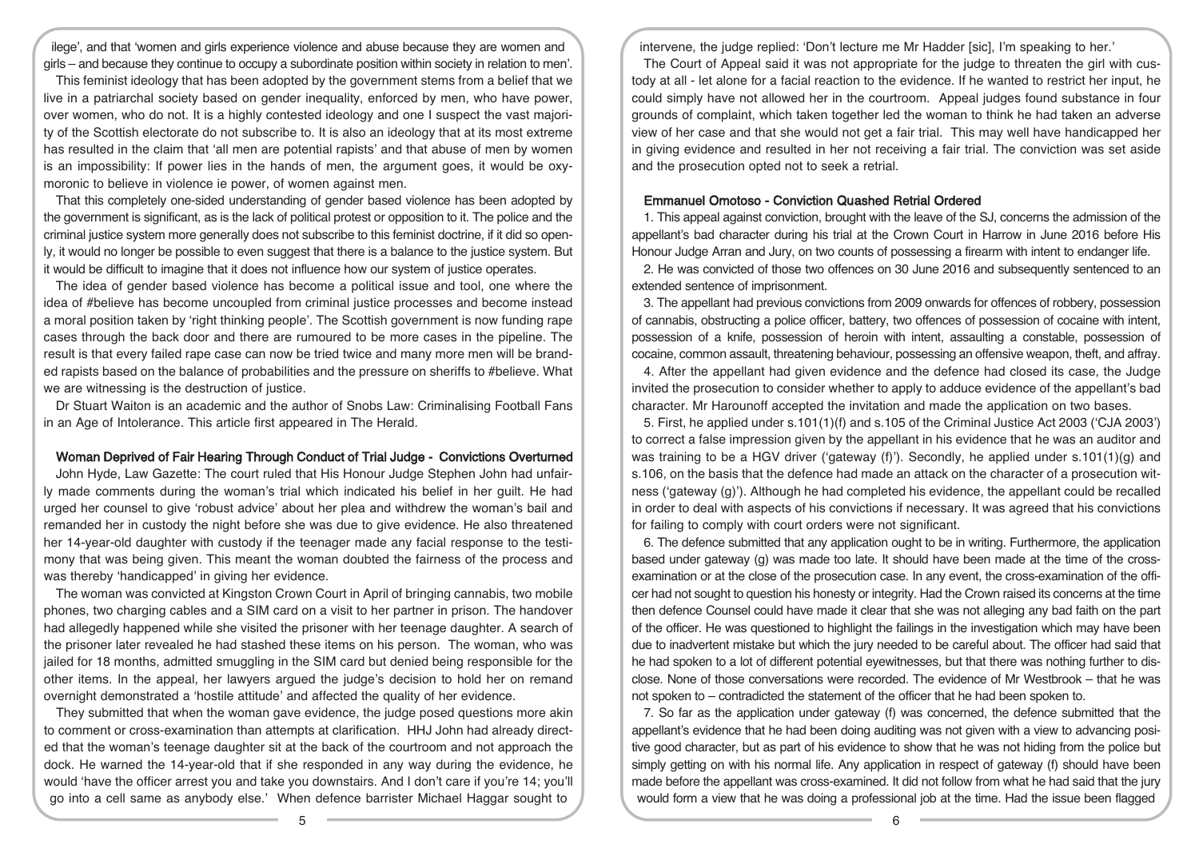ilege', and that 'women and girls experience violence and abuse because they are women and girls – and because they continue to occupy a subordinate position within society in relation to men'.

This feminist ideology that has been adopted by the government stems from a belief that we live in a patriarchal society based on gender inequality, enforced by men, who have power, over women, who do not. It is a highly contested ideology and one I suspect the vast majority of the Scottish electorate do not subscribe to. It is also an ideology that at its most extreme has resulted in the claim that 'all men are potential rapists' and that abuse of men by women is an impossibility: If power lies in the hands of men, the argument goes, it would be oxymoronic to believe in violence ie power, of women against men.

That this completely one-sided understanding of gender based violence has been adopted by the government is significant, as is the lack of political protest or opposition to it. The police and the criminal justice system more generally does not subscribe to this feminist doctrine, if it did so openly, it would no longer be possible to even suggest that there is a balance to the justice system. But it would be difficult to imagine that it does not influence how our system of justice operates.

The idea of gender based violence has become a political issue and tool, one where the idea of #believe has become uncoupled from criminal justice processes and become instead a moral position taken by 'right thinking people'. The Scottish government is now funding rape cases through the back door and there are rumoured to be more cases in the pipeline. The result is that every failed rape case can now be tried twice and many more men will be branded rapists based on the balance of probabilities and the pressure on sheriffs to #believe. What we are witnessing is the destruction of justice.

Dr Stuart Waiton is an academic and the author of Snobs Law: Criminalising Football Fans in an Age of Intolerance. This article first appeared in The Herald.

### Woman Deprived of Fair Hearing Through Conduct of Trial Judge - Convictions Overturned

John Hyde, Law Gazette: The court ruled that His Honour Judge Stephen John had unfairly made comments during the woman's trial which indicated his belief in her guilt. He had urged her counsel to give 'robust advice' about her plea and withdrew the woman's bail and remanded her in custody the night before she was due to give evidence. He also threatened her 14-year-old daughter with custody if the teenager made any facial response to the testimony that was being given. This meant the woman doubted the fairness of the process and was thereby 'handicapped' in giving her evidence.

The woman was convicted at Kingston Crown Court in April of bringing cannabis, two mobile phones, two charging cables and a SIM card on a visit to her partner in prison. The handover had allegedly happened while she visited the prisoner with her teenage daughter. A search of the prisoner later revealed he had stashed these items on his person. The woman, who was jailed for 18 months, admitted smuggling in the SIM card but denied being responsible for the other items. In the appeal, her lawyers argued the judge's decision to hold her on remand overnight demonstrated a 'hostile attitude' and affected the quality of her evidence.

They submitted that when the woman gave evidence, the judge posed questions more akin to comment or cross-examination than attempts at clarification. HHJ John had already directed that the woman's teenage daughter sit at the back of the courtroom and not approach the dock. He warned the 14-year-old that if she responded in any way during the evidence, he would 'have the officer arrest you and take you downstairs. And I don't care if you're 14; you'll go into a cell same as anybody else.' When defence barrister Michael Haggar sought to intervene, the judge replied: 'Don't lecture me Mr Hadder [sic], I'm speaking to her.'

The Court of Appeal said it was not appropriate for the judge to threaten the girl with custody at all - let alone for a facial reaction to the evidence. If he wanted to restrict her input, he could simply have not allowed her in the courtroom. Appeal judges found substance in four grounds of complaint, which taken together led the woman to think he had taken an adverse view of her case and that she would not get a fair trial. This may well have handicapped her in giving evidence and resulted in her not receiving a fair trial. The conviction was set aside and the prosecution opted not to seek a retrial.

### Emmanuel Omotoso - Conviction Quashed Retrial Ordered

1. This appeal against conviction, brought with the leave of the SJ, concerns the admission of the appellant's bad character during his trial at the Crown Court in Harrow in June 2016 before His Honour Judge Arran and Jury, on two counts of possessing a firearm with intent to endanger life.

2. He was convicted of those two offences on 30 June 2016 and subsequently sentenced to an extended sentence of imprisonment.

3. The appellant had previous convictions from 2009 onwards for offences of robbery, possession of cannabis, obstructing a police officer, battery, two offences of possession of cocaine with intent, possession of a knife, possession of heroin with intent, assaulting a constable, possession of cocaine, common assault, threatening behaviour, possessing an offensive weapon, theft, and affray.

4. After the appellant had given evidence and the defence had closed its case, the Judge invited the prosecution to consider whether to apply to adduce evidence of the appellant's bad character. Mr Harounoff accepted the invitation and made the application on two bases.

5. First, he applied under s.101(1)(f) and s.105 of the Criminal Justice Act 2003 ('CJA 2003') to correct a false impression given by the appellant in his evidence that he was an auditor and was training to be a HGV driver ('gateway (f)'). Secondly, he applied under s.101(1)(g) and s.106, on the basis that the defence had made an attack on the character of a prosecution witness ('gateway (g)'). Although he had completed his evidence, the appellant could be recalled in order to deal with aspects of his convictions if necessary. It was agreed that his convictions for failing to comply with court orders were not significant.

6. The defence submitted that any application ought to be in writing. Furthermore, the application based under gateway (g) was made too late. It should have been made at the time of the cross-examination or at the close of the prosecution case. In any event, the cross-examination of the officer had not sought to question his honesty or integrity. Had the Crown raised its concerns at the time then defence Counsel could have made it clear that she was not alleging any bad faith on the part of the officer. He was questioned to highlight the failings in the investigation which may have been due to inadvertent mistake but which the jury needed to be careful about. The officer had said that he had spoken to a lot of different potential eyewitnesses, but that there was nothing further to disclose. None of those conversations were recorded. The evidence of Mr Westbrook – that he was not spoken to – contradicted the statement of the officer that he had been spoken to.

7. So far as the application under gateway (f) was concerned, the defence submitted that the appellant's evidence that he had been doing auditing was not given with a view to advancing positive good character, but as part of his evidence to show that he was not hiding from the police but simply getting on with his normal life. Any application in respect of gateway (f) should have been made before the appellant was cross-examined. It did not follow from what he had said that the jury would form a view that he was doing a professional job at the time. Had the issue been flagged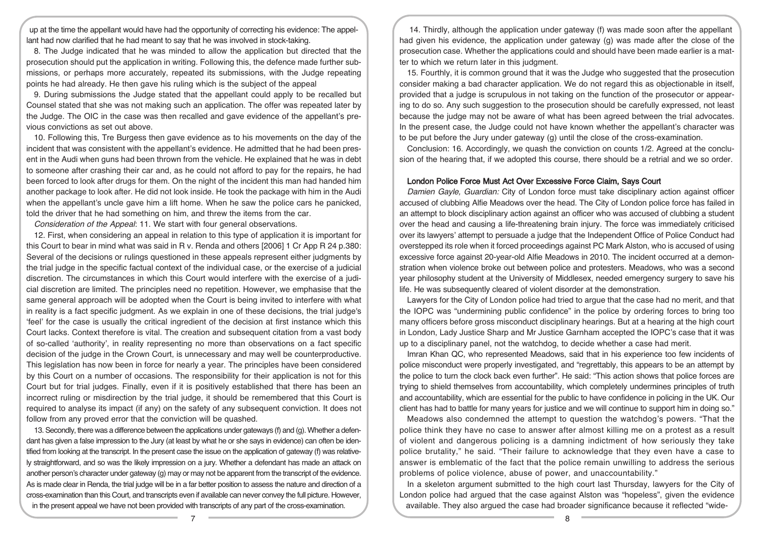up at the time the appellant would have had the opportunity of correcting his evidence: The appellant had now clarified that he had meant to say that he was involved in stock-taking.

8. The Judge indicated that he was minded to allow the application but directed that the prosecution should put the application in writing. Following this, the defence made further submissions, or perhaps more accurately, repeated its submissions, with the Judge repeating points he had already. He then gave his ruling which is the subject of the appeal

9. During submissions the Judge stated that the appellant could apply to be recalled but Counsel stated that she was not making such an application. The offer was repeated later by the Judge. The OIC in the case was then recalled and gave evidence of the appellant's previous convictions as set out above.

10. Following this, Tre Burgess then gave evidence as to his movements on the day of the incident that was consistent with the appellant's evidence. He admitted that he had been present in the Audi when guns had been thrown from the vehicle. He explained that he was in debt to someone after crashing their car and, as he could not afford to pay for the repairs, he had been forced to look after drugs for them. On the night of the incident this man had handed him another package to look after. He did not look inside. He took the package with him in the Audi when the appellant's uncle gave him a lift home. When he saw the police cars he panicked, told the driver that he had something on him, and threw the items from the car.

*Consideration of the Appeal*: 11. We start with four general observations.

12. First, when considering an appeal in relation to this type of application it is important for this Court to bear in mind what was said in R v. Renda and others [2006] 1 Cr App R 24 p.380: Several of the decisions or rulings questioned in these appeals represent either judgments by the trial judge in the specific factual context of the individual case, or the exercise of a judicial discretion. The circumstances in which this Court would interfere with the exercise of a judicial discretion are limited. The principles need no repetition. However, we emphasise that the same general approach will be adopted when the Court is being invited to interfere with what in reality is a fact specific judgment. As we explain in one of these decisions, the trial judge's 'feel' for the case is usually the critical ingredient of the decision at first instance which this Court lacks. Context therefore is vital. The creation and subsequent citation from a vast body of so-called 'authority', in reality representing no more than observations on a fact specific decision of the judge in the Crown Court, is unnecessary and may well be counterproductive. This legislation has now been in force for nearly a year. The principles have been considered by this Court on a number of occasions. The responsibility for their application is not for this Court but for trial judges. Finally, even if it is positively established that there has been an incorrect ruling or misdirection by the trial judge, it should be remembered that this Court is required to analyse its impact (if any) on the safety of any subsequent conviction. It does not follow from any proved error that the conviction will be quashed.

13. Secondly, there was a difference between the applications under gateways (f) and (g). Whether a defendant has given a false impression to the Jury (at least by what he or she says in evidence) can often be identified from looking at the transcript. In the present case the issue on the application of gateway (f) was relatively straightforward, and so was the likely impression on a jury. Whether a defendant has made an attack on another person's character under gateway (g) may or may not be apparent from the transcript of the evidence. As is made clear in Renda, the trial judge will be in a far better position to assess the nature and direction of a cross-examination than this Court, and transcripts even if available can never convey the full picture. However, in the present appeal we have not been provided with transcripts of any part of the cross-examination.

14. Thirdly, although the application under gateway (f) was made soon after the appellant had given his evidence, the application under gateway (g) was made after the close of the prosecution case. Whether the applications could and should have been made earlier is a matter to which we return later in this judgment.

15. Fourthly, it is common ground that it was the Judge who suggested that the prosecution consider making a bad character application. We do not regard this as objectionable in itself, provided that a judge is scrupulous in not taking on the function of the prosecutor or appearing to do so. Any such suggestion to the prosecution should be carefully expressed, not least because the judge may not be aware of what has been agreed between the trial advocates. In the present case, the Judge could not have known whether the appellant's character was to be put before the Jury under gateway (g) until the close of the cross-examination.

Conclusion: 16. Accordingly, we quash the conviction on counts 1/2. Agreed at the conclusion of the hearing that, if we adopted this course, there should be a retrial and we so order.

## London Police Force Must Act Over Excessive Force Claim, Says Court

*Damien Gayle, Guardian:* City of London force must take disciplinary action against officer accused of clubbing Alfie Meadows over the head. The City of London police force has failed in an attempt to block disciplinary action against an officer who was accused of clubbing a student over the head and causing a life-threatening brain injury. The force was immediately criticised over its lawyers' attempt to persuade a judge that the Independent Office of Police Conduct had overstepped its role when it forced proceedings against PC Mark Alston, who is accused of using excessive force against 20-year-old Alfie Meadows in 2010. The incident occurred at a demonstration when violence broke out between police and protesters. Meadows, who was a second year philosophy student at the University of Middlesex, needed emergency surgery to save his life. He was subsequently cleared of violent disorder at the demonstration.

Lawyers for the City of London police had tried to argue that the case had no merit, and that the IOPC was "undermining public confidence" in the police by ordering forces to bring too many officers before gross misconduct disciplinary hearings. But at a hearing at the high court in London, Lady Justice Sharp and Mr Justice Garnham accepted the IOPC's case that it was up to a disciplinary panel, not the watchdog, to decide whether a case had merit.

Imran Khan QC, who represented Meadows, said that in his experience too few incidents of police misconduct were properly investigated, and "regrettably, this appears to be an attempt by the police to turn the clock back even further". He said: "This action shows that police forces are trying to shield themselves from accountability, which completely undermines principles of truth and accountability, which are essential for the public to have confidence in policing in the UK. Our client has had to battle for many years for justice and we will continue to support him in doing so."

Meadows also condemned the attempt to question the watchdog's powers. "That the police think they have no case to answer after almost killing me on a protest as a result of violent and dangerous policing is a damning indictment of how seriously they take police brutality," he said. "Their failure to acknowledge that they even have a case to answer is emblematic of the fact that the police remain unwilling to address the serious problems of police violence, abuse of power, and unaccountability."

In a skeleton argument submitted to the high court last Thursday, lawyers for the City of London police had argued that the case against Alston was "hopeless", given the evidence available. They also argued the case had broader significance because it reflected "wide-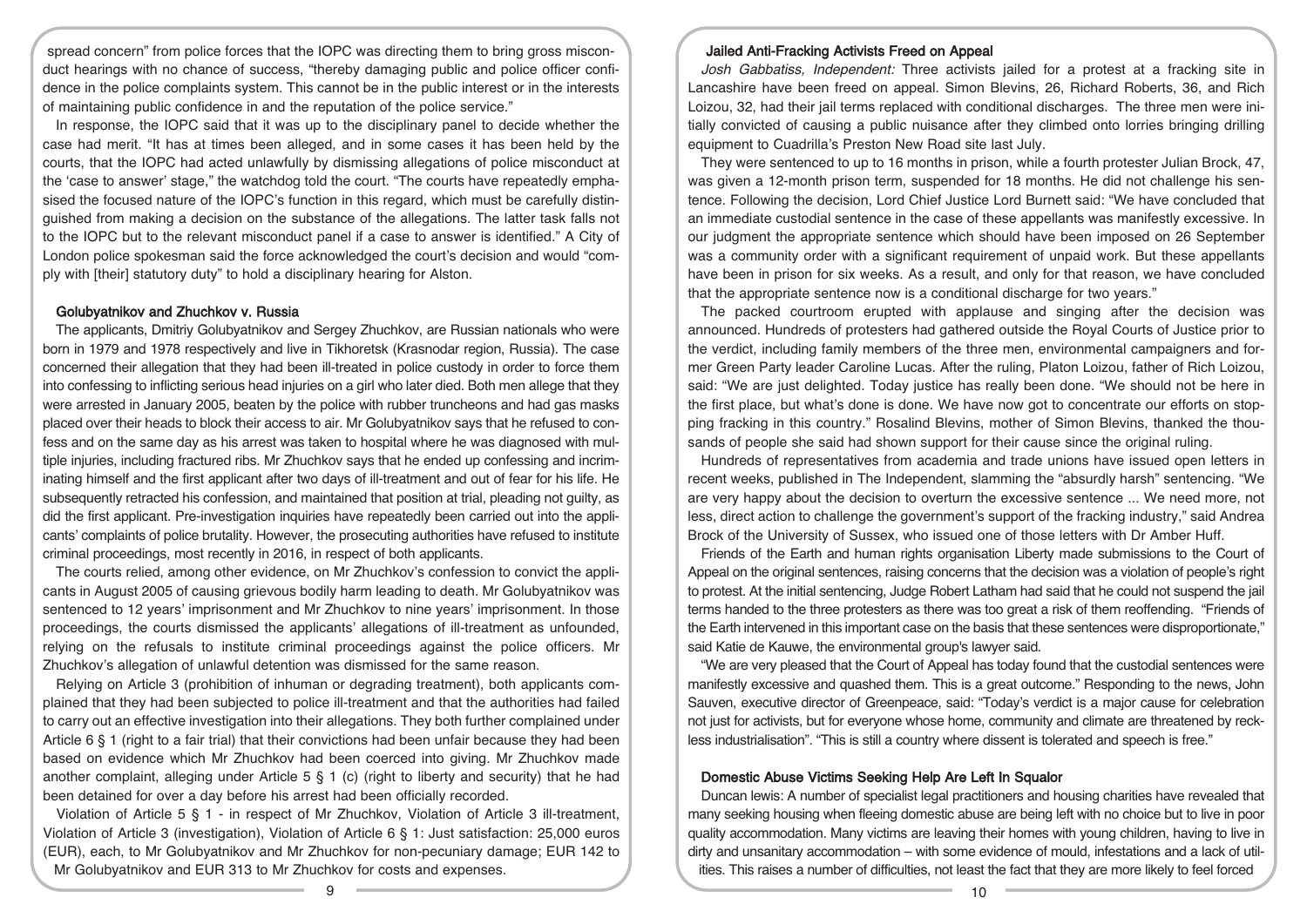spread concern" from police forces that the IOPC was directing them to bring gross misconduct hearings with no chance of success, "thereby damaging public and police officer confidence in the police complaints system. This cannot be in the public interest or in the interests of maintaining public confidence in and the reputation of the police service."

In response, the IOPC said that it was up to the disciplinary panel to decide whether the case had merit. "It has at times been alleged, and in some cases it has been held by the courts, that the IOPC had acted unlawfully by dismissing allegations of police misconduct at the 'case to answer' stage," the watchdog told the court. "The courts have repeatedly emphasised the focused nature of the IOPC's function in this regard, which must be carefully distinguished from making a decision on the substance of the allegations. The latter task falls not to the IOPC but to the relevant misconduct panel if a case to answer is identified." A City of London police spokesman said the force acknowledged the court's decision and would "comply with [their] statutory duty" to hold a disciplinary hearing for Alston.

### Golubyatnikov and Zhuchkov v. Russia

The applicants, Dmitriy Golubyatnikov and Sergey Zhuchkov, are Russian nationals who were born in 1979 and 1978 respectively and live in Tikhoretsk (Krasnodar region, Russia). The case concerned their allegation that they had been ill-treated in police custody in order to force them into confessing to inflicting serious head injuries on a girl who later died. Both men allege that they were arrested in January 2005, beaten by the police with rubber truncheons and had gas masks placed over their heads to block their access to air. Mr Golubyatnikov says that he refused to confess and on the same day as his arrest was taken to hospital where he was diagnosed with multiple injuries, including fractured ribs. Mr Zhuchkov says that he ended up confessing and incriminating himself and the first applicant after two days of ill-treatment and out of fear for his life. He subsequently retracted his confession, and maintained that position at trial, pleading not guilty, as did the first applicant. Pre-investigation inquiries have repeatedly been carried out into the applicants' complaints of police brutality. However, the prosecuting authorities have refused to institute criminal proceedings, most recently in 2016, in respect of both applicants.

The courts relied, among other evidence, on Mr Zhuchkov's confession to convict the applicants in August 2005 of causing grievous bodily harm leading to death. Mr Golubyatnikov was sentenced to 12 years' imprisonment and Mr Zhuchkov to nine years' imprisonment. In those proceedings, the courts dismissed the applicants' allegations of ill-treatment as unfounded, relying on the refusals to institute criminal proceedings against the police officers. Mr Zhuchkov's allegation of unlawful detention was dismissed for the same reason.

Relying on Article 3 (prohibition of inhuman or degrading treatment), both applicants complained that they had been subjected to police ill-treatment and that the authorities had failed to carry out an effective investigation into their allegations. They both further complained under Article 6 § 1 (right to a fair trial) that their convictions had been unfair because they had been based on evidence which Mr Zhuchkov had been coerced into giving. Mr Zhuchkov made another complaint, alleging under Article 5 § 1 (c) (right to liberty and security) that he had been detained for over a day before his arrest had been officially recorded.

Violation of Article 5 § 1 - in respect of Mr Zhuchkov, Violation of Article 3 ill-treatment, Violation of Article 3 (investigation), Violation of Article 6 § 1: Just satisfaction: 25,000 euros (EUR), each, to Mr Golubyatnikov and Mr Zhuchkov for non-pecuniary damage; EUR 142 to Mr Golubyatnikov and EUR 313 to Mr Zhuchkov for costs and expenses.

### Jailed Anti-Fracking Activists Freed on Appeal

*Josh Gabbatiss, Independent:* Three activists jailed for a protest at a fracking site in Lancashire have been freed on appeal. Simon Blevins, 26, Richard Roberts, 36, and Rich Loizou, 32, had their jail terms replaced with conditional discharges. The three men were initially convicted of causing a public nuisance after they climbed onto lorries bringing drilling equipment to Cuadrilla's Preston New Road site last July.

They were sentenced to up to 16 months in prison, while a fourth protester Julian Brock, 47, was given a 12-month prison term, suspended for 18 months. He did not challenge his sentence. Following the decision, Lord Chief Justice Lord Burnett said: "We have concluded that an immediate custodial sentence in the case of these appellants was manifestly excessive. In our judgment the appropriate sentence which should have been imposed on 26 September was a community order with a significant requirement of unpaid work. But these appellants have been in prison for six weeks. As a result, and only for that reason, we have concluded that the appropriate sentence now is a conditional discharge for two years."

The packed courtroom erupted with applause and singing after the decision was announced. Hundreds of protesters had gathered outside the Royal Courts of Justice prior to the verdict, including family members of the three men, environmental campaigners and former Green Party leader Caroline Lucas. After the ruling, Platon Loizou, father of Rich Loizou, said: "We are just delighted. Today justice has really been done. "We should not be here in the first place, but what's done is done. We have now got to concentrate our efforts on stopping fracking in this country." Rosalind Blevins, mother of Simon Blevins, thanked the thousands of people she said had shown support for their cause since the original ruling.

Hundreds of representatives from academia and trade unions have issued open letters in recent weeks, published in The Independent, slamming the "absurdly harsh" sentencing. "We are very happy about the decision to overturn the excessive sentence ... We need more, not less, direct action to challenge the government's support of the fracking industry," said Andrea Brock of the University of Sussex, who issued one of those letters with Dr Amber Huff.

Friends of the Earth and human rights organisation Liberty made submissions to the Court of Appeal on the original sentences, raising concerns that the decision was a violation of people's right to protest. At the initial sentencing, Judge Robert Latham had said that he could not suspend the jail terms handed to the three protesters as there was too great a risk of them reoffending. "Friends of the Earth intervened in this important case on the basis that these sentences were disproportionate," said Katie de Kauwe, the environmental group's lawyer said.

"We are very pleased that the Court of Appeal has today found that the custodial sentences were manifestly excessive and quashed them. This is a great outcome." Responding to the news, John Sauven, executive director of Greenpeace, said: "Today's verdict is a major cause for celebration not just for activists, but for everyone whose home, community and climate are threatened by reckless industrialisation". "This is still a country where dissent is tolerated and speech is free."

### Domestic Abuse Victims Seeking Help Are Left In Squalor

Duncan lewis: A number of specialist legal practitioners and housing charities have revealed that many seeking housing when fleeing domestic abuse are being left with no choice but to live in poor quality accommodation. Many victims are leaving their homes with young children, having to live in dirty and unsanitary accommodation – with some evidence of mould, infestations and a lack of utilities. This raises a number of difficulties, not least the fact that they are more likely to feel forced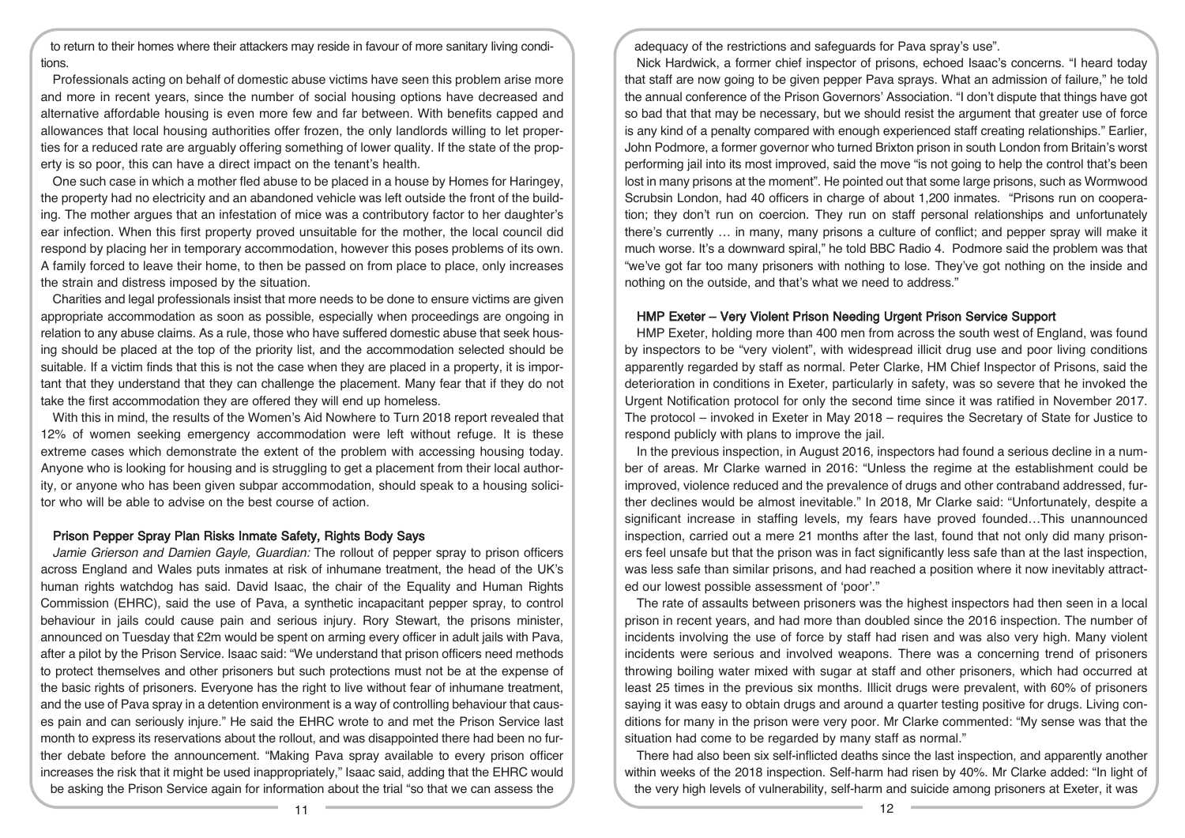to return to their homes where their attackers may reside in favour of more sanitary living conditions.

Professionals acting on behalf of domestic abuse victims have seen this problem arise more and more in recent years, since the number of social housing options have decreased and alternative affordable housing is even more few and far between. With benefits capped and allowances that local housing authorities offer frozen, the only landlords willing to let properties for a reduced rate are arguably offering something of lower quality. If the state of the property is so poor, this can have a direct impact on the tenant's health.

One such case in which a mother fled abuse to be placed in a house by Homes for Haringey, the property had no electricity and an abandoned vehicle was left outside the front of the building. The mother argues that an infestation of mice was a contributory factor to her daughter's ear infection. When this first property proved unsuitable for the mother, the local council did respond by placing her in temporary accommodation, however this poses problems of its own. A family forced to leave their home, to then be passed on from place to place, only increases the strain and distress imposed by the situation.

Charities and legal professionals insist that more needs to be done to ensure victims are given appropriate accommodation as soon as possible, especially when proceedings are ongoing in relation to any abuse claims. As a rule, those who have suffered domestic abuse that seek housing should be placed at the top of the priority list, and the accommodation selected should be suitable. If a victim finds that this is not the case when they are placed in a property, it is important that they understand that they can challenge the placement. Many fear that if they do not take the first accommodation they are offered they will end up homeless.

With this in mind, the results of the Women's Aid Nowhere to Turn 2018 report revealed that 12% of women seeking emergency accommodation were left without refuge. It is these extreme cases which demonstrate the extent of the problem with accessing housing today. Anyone who is looking for housing and is struggling to get a placement from their local authority, or anyone who has been given subpar accommodation, should speak to a housing solicitor who will be able to advise on the best course of action.

### Prison Pepper Spray Plan Risks Inmate Safety, Rights Body Says

*Jamie Grierson and Damien Gayle, Guardian:* The rollout of pepper spray to prison officers across England and Wales puts inmates at risk of inhumane treatment, the head of the UK's human rights watchdog has said. David Isaac, the chair of the Equality and Human Rights Commission (EHRC), said the use of Pava, a synthetic incapacitant pepper spray, to control behaviour in jails could cause pain and serious injury. Rory Stewart, the prisons minister, announced on Tuesday that £2m would be spent on arming every officer in adult jails with Pava, after a pilot by the Prison Service. Isaac said: "We understand that prison officers need methods to protect themselves and other prisoners but such protections must not be at the expense of the basic rights of prisoners. Everyone has the right to live without fear of inhumane treatment, and the use of Pava spray in a detention environment is a way of controlling behaviour that causes pain and can seriously injure." He said the EHRC wrote to and met the Prison Service last month to express its reservations about the rollout, and was disappointed there had been no further debate before the announcement. "Making Pava spray available to every prison officer increases the risk that it might be used inappropriately," Isaac said, adding that the EHRC would be asking the Prison Service again for information about the trial "so that we can assess the adequacy of the restrictions and safeguards for Pava spray's use".

Nick Hardwick, a former chief inspector of prisons, echoed Isaac's concerns. "I heard today that staff are now going to be given pepper Pava sprays. What an admission of failure," he told the annual conference of the Prison Governors' Association. "I don't dispute that things have got so bad that that may be necessary, but we should resist the argument that greater use of force is any kind of a penalty compared with enough experienced staff creating relationships." Earlier, John Podmore, a former governor who turned Brixton prison in south London from Britain's worst performing jail into its most improved, said the move "is not going to help the control that's been lost in many prisons at the moment". He pointed out that some large prisons, such as Wormwood Scrubsin London, had 40 officers in charge of about 1,200 inmates. "Prisons run on cooperation; they don't run on coercion. They run on staff personal relationships and unfortunately there's currently … in many, many prisons a culture of conflict; and pepper spray will make it much worse. It's a downward spiral," he told BBC Radio 4. Podmore said the problem was that "we've got far too many prisoners with nothing to lose. They've got nothing on the inside and nothing on the outside, and that's what we need to address."

### HMP Exeter – Very Violent Prison Needing Urgent Prison Service Support

HMP Exeter, holding more than 400 men from across the south west of England, was found by inspectors to be "very violent", with widespread illicit drug use and poor living conditions apparently regarded by staff as normal. Peter Clarke, HM Chief Inspector of Prisons, said the deterioration in conditions in Exeter, particularly in safety, was so severe that he invoked the Urgent Notification protocol for only the second time since it was ratified in November 2017. The protocol – invoked in Exeter in May 2018 – requires the Secretary of State for Justice to respond publicly with plans to improve the jail.

In the previous inspection, in August 2016, inspectors had found a serious decline in a number of areas. Mr Clarke warned in 2016: "Unless the regime at the establishment could be improved, violence reduced and the prevalence of drugs and other contraband addressed, further declines would be almost inevitable." In 2018, Mr Clarke said: "Unfortunately, despite a significant increase in staffing levels, my fears have proved founded…This unannounced inspection, carried out a mere 21 months after the last, found that not only did many prisoners feel unsafe but that the prison was in fact significantly less safe than at the last inspection, was less safe than similar prisons, and had reached a position where it now inevitably attracted our lowest possible assessment of 'poor'."

The rate of assaults between prisoners was the highest inspectors had then seen in a local prison in recent years, and had more than doubled since the 2016 inspection. The number of incidents involving the use of force by staff had risen and was also very high. Many violent incidents were serious and involved weapons. There was a concerning trend of prisoners throwing boiling water mixed with sugar at staff and other prisoners, which had occurred at least 25 times in the previous six months. Illicit drugs were prevalent, with 60% of prisoners saying it was easy to obtain drugs and around a quarter testing positive for drugs. Living conditions for many in the prison were very poor. Mr Clarke commented: "My sense was that the situation had come to be regarded by many staff as normal."

There had also been six self-inflicted deaths since the last inspection, and apparently another within weeks of the 2018 inspection. Self-harm had risen by 40%. Mr Clarke added: "In light of the very high levels of vulnerability, self-harm and suicide among prisoners at Exeter, it was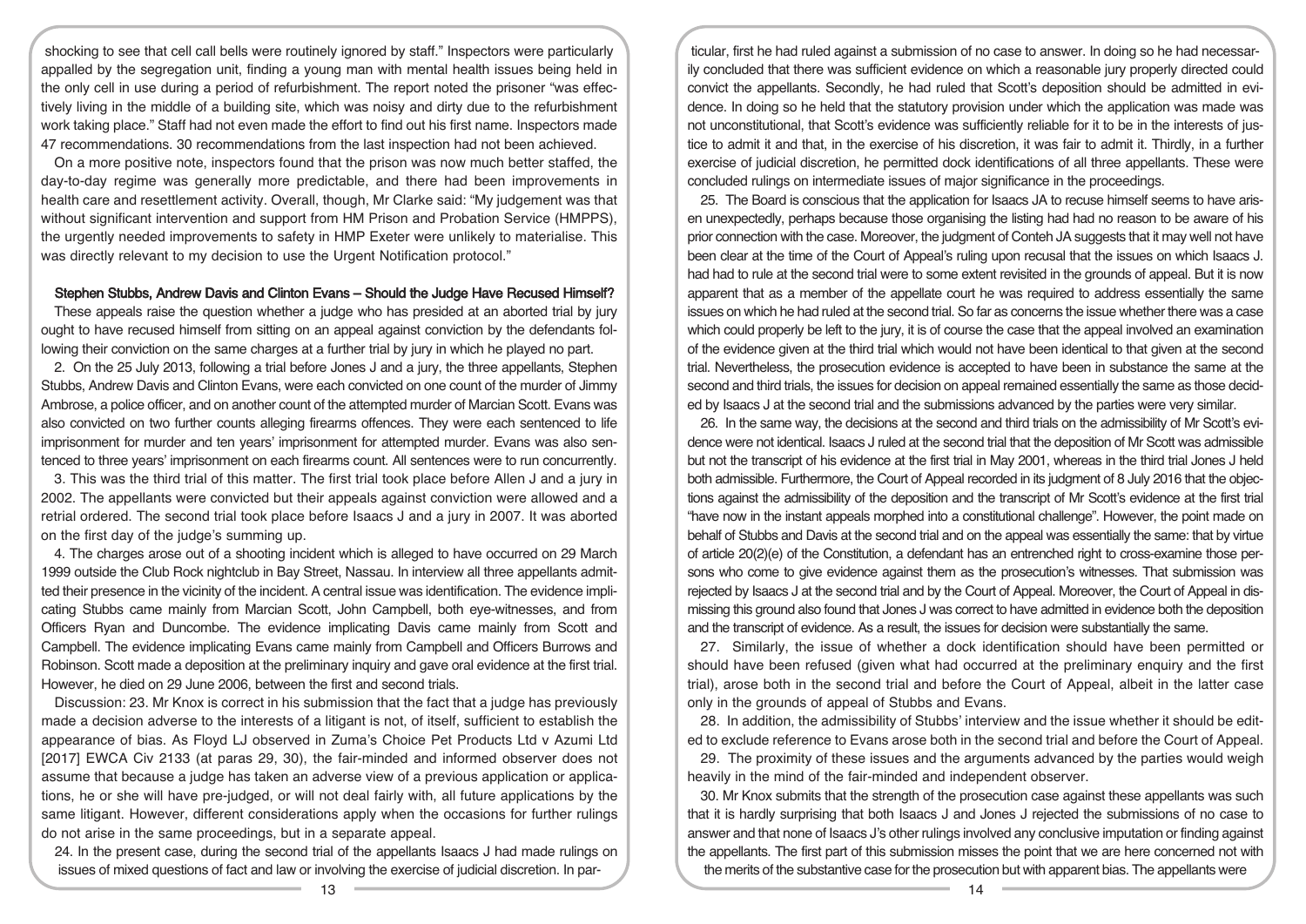shocking to see that cell call bells were routinely ignored by staff." Inspectors were particularly appalled by the segregation unit, finding a young man with mental health issues being held in the only cell in use during a period of refurbishment. The report noted the prisoner "was effectively living in the middle of a building site, which was noisy and dirty due to the refurbishment work taking place." Staff had not even made the effort to find out his first name. Inspectors made 47 recommendations. 30 recommendations from the last inspection had not been achieved.

On a more positive note, inspectors found that the prison was now much better staffed, the day-to-day regime was generally more predictable, and there had been improvements in health care and resettlement activity. Overall, though, Mr Clarke said: "My judgement was that without significant intervention and support from HM Prison and Probation Service (HMPPS), the urgently needed improvements to safety in HMP Exeter were unlikely to materialise. This was directly relevant to my decision to use the Urgent Notification protocol."

## Stephen Stubbs, Andrew Davis and Clinton Evans – Should the Judge Have Recused Himself?

These appeals raise the question whether a judge who has presided at an aborted trial by jury ought to have recused himself from sitting on an appeal against conviction by the defendants following their conviction on the same charges at a further trial by jury in which he played no part.

2. On the 25 July 2013, following a trial before Jones J and a jury, the three appellants, Stephen Stubbs, Andrew Davis and Clinton Evans, were each convicted on one count of the murder of Jimmy Ambrose, a police officer, and on another count of the attempted murder of Marcian Scott. Evans was also convicted on two further counts alleging firearms offences. They were each sentenced to life imprisonment for murder and ten years' imprisonment for attempted murder. Evans was also sentenced to three years' imprisonment on each firearms count. All sentences were to run concurrently.

3. This was the third trial of this matter. The first trial took place before Allen J and a jury in 2002. The appellants were convicted but their appeals against conviction were allowed and a retrial ordered. The second trial took place before Isaacs J and a jury in 2007. It was aborted on the first day of the judge's summing up.

4. The charges arose out of a shooting incident which is alleged to have occurred on 29 March 1999 outside the Club Rock nightclub in Bay Street, Nassau. In interview all three appellants admitted their presence in the vicinity of the incident. A central issue was identification. The evidence implicating Stubbs came mainly from Marcian Scott, John Campbell, both eye-witnesses, and from Officers Ryan and Duncombe. The evidence implicating Davis came mainly from Scott and Campbell. The evidence implicating Evans came mainly from Campbell and Officers Burrows and Robinson. Scott made a deposition at the preliminary inquiry and gave oral evidence at the first trial. However, he died on 29 June 2006, between the first and second trials.

Discussion: 23. Mr Knox is correct in his submission that the fact that a judge has previously made a decision adverse to the interests of a litigant is not, of itself, sufficient to establish the appearance of bias. As Floyd LJ observed in Zuma's Choice Pet Products Ltd v Azumi Ltd [2017] EWCA Civ 2133 (at paras 29, 30), the fair-minded and informed observer does not assume that because a judge has taken an adverse view of a previous application or applications, he or she will have pre-judged, or will not deal fairly with, all future applications by the same litigant. However, different considerations apply when the occasions for further rulings do not arise in the same proceedings, but in a separate appeal.

24. In the present case, during the second trial of the appellants Isaacs J had made rulings on issues of mixed questions of fact and law or involving the exercise of judicial discretion. In particular, first he had ruled against a submission of no case to answer. In doing so he had necessarily concluded that there was sufficient evidence on which a reasonable jury properly directed could convict the appellants. Secondly, he had ruled that Scott's deposition should be admitted in evidence. In doing so he held that the statutory provision under which the application was made was not unconstitutional, that Scott's evidence was sufficiently reliable for it to be in the interests of justice to admit it and that, in the exercise of his discretion, it was fair to admit it. Thirdly, in a further exercise of judicial discretion, he permitted dock identifications of all three appellants. These were concluded rulings on intermediate issues of major significance in the proceedings.

25. The Board is conscious that the application for Isaacs JA to recuse himself seems to have arisen unexpectedly, perhaps because those organising the listing had had no reason to be aware of his prior connection with the case. Moreover, the judgment of Conteh JA suggests that it may well not have been clear at the time of the Court of Appeal's ruling upon recusal that the issues on which Isaacs J. had had to rule at the second trial were to some extent revisited in the grounds of appeal. But it is now apparent that as a member of the appellate court he was required to address essentially the same issues on which he had ruled at the second trial. So far as concerns the issue whether there was a case which could properly be left to the jury, it is of course the case that the appeal involved an examination of the evidence given at the third trial which would not have been identical to that given at the second trial. Nevertheless, the prosecution evidence is accepted to have been in substance the same at the second and third trials, the issues for decision on appeal remained essentially the same as those decided by Isaacs J at the second trial and the submissions advanced by the parties were very similar.

26. In the same way, the decisions at the second and third trials on the admissibility of Mr Scott's evidence were not identical. Isaacs J ruled at the second trial that the deposition of Mr Scott was admissible but not the transcript of his evidence at the first trial in May 2001, whereas in the third trial Jones J held both admissible. Furthermore, the Court of Appeal recorded in its judgment of 8 July 2016 that the objections against the admissibility of the deposition and the transcript of Mr Scott's evidence at the first trial "have now in the instant appeals morphed into a constitutional challenge". However, the point made on behalf of Stubbs and Davis at the second trial and on the appeal was essentially the same: that by virtue of article 20(2)(e) of the Constitution, a defendant has an entrenched right to cross-examine those persons who come to give evidence against them as the prosecution's witnesses. That submission was rejected by Isaacs J at the second trial and by the Court of Appeal. Moreover, the Court of Appeal in dismissing this ground also found that Jones J was correct to have admitted in evidence both the deposition and the transcript of evidence. As a result, the issues for decision were substantially the same.

27. Similarly, the issue of whether a dock identification should have been permitted or should have been refused (given what had occurred at the preliminary enquiry and the first trial), arose both in the second trial and before the Court of Appeal, albeit in the latter case only in the grounds of appeal of Stubbs and Evans.

28. In addition, the admissibility of Stubbs' interview and the issue whether it should be edited to exclude reference to Evans arose both in the second trial and before the Court of Appeal.

29. The proximity of these issues and the arguments advanced by the parties would weigh heavily in the mind of the fair-minded and independent observer.

30. Mr Knox submits that the strength of the prosecution case against these appellants was such that it is hardly surprising that both Isaacs J and Jones J rejected the submissions of no case to answer and that none of Isaacs J's other rulings involved any conclusive imputation or finding against the appellants. The first part of this submission misses the point that we are here concerned not with the merits of the substantive case for the prosecution but with apparent bias. The appellants were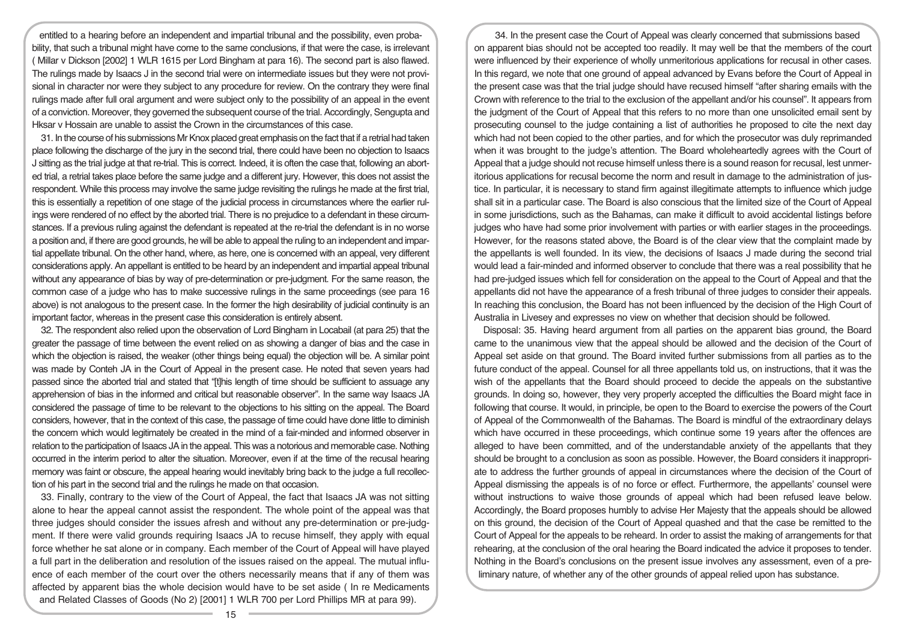entitled to a hearing before an independent and impartial tribunal and the possibility, even probability, that such a tribunal might have come to the same conclusions, if that were the case, is irrelevant ( Millar v Dickson [2002] 1 WLR 1615 per Lord Bingham at para 16). The second part is also flawed. The rulings made by Isaacs J in the second trial were on intermediate issues but they were not provisional in character nor were they subject to any procedure for review. On the contrary they were final rulings made after full oral argument and were subject only to the possibility of an appeal in the event of a conviction. Moreover, they governed the subsequent course of the trial. Accordingly, Sengupta and Hksar v Hossain are unable to assist the Crown in the circumstances of this case.

31. In the course of his submissions Mr Knox placed great emphasis on the fact that if a retrial had taken place following the discharge of the jury in the second trial, there could have been no objection to Isaacs J sitting as the trial judge at that re-trial. This is correct. Indeed, it is often the case that, following an aborted trial, a retrial takes place before the same judge and a different jury. However, this does not assist the respondent. While this process may involve the same judge revisiting the rulings he made at the first trial, this is essentially a repetition of one stage of the judicial process in circumstances where the earlier rulings were rendered of no effect by the aborted trial. There is no prejudice to a defendant in these circumstances. If a previous ruling against the defendant is repeated at the re-trial the defendant is in no worse a position and, if there are good grounds, he will be able to appeal the ruling to an independent and impartial appellate tribunal. On the other hand, where, as here, one is concerned with an appeal, very different considerations apply. An appellant is entitled to be heard by an independent and impartial appeal tribunal without any appearance of bias by way of pre-determination or pre-judgment. For the same reason, the common case of a judge who has to make successive rulings in the same proceedings (see para 16 above) is not analogous to the present case. In the former the high desirability of judicial continuity is an important factor, whereas in the present case this consideration is entirely absent.

32. The respondent also relied upon the observation of Lord Bingham in Locabail (at para 25) that the greater the passage of time between the event relied on as showing a danger of bias and the case in which the objection is raised, the weaker (other things being equal) the objection will be. A similar point was made by Conteh JA in the Court of Appeal in the present case. He noted that seven years had passed since the aborted trial and stated that "[t]his length of time should be sufficient to assuage any apprehension of bias in the informed and critical but reasonable observer". In the same way Isaacs JA considered the passage of time to be relevant to the objections to his sitting on the appeal. The Board considers, however, that in the context of this case, the passage of time could have done little to diminish the concern which would legitimately be created in the mind of a fair-minded and informed observer in relation to the participation of Isaacs JA in the appeal. This was a notorious and memorable case. Nothing occurred in the interim period to alter the situation. Moreover, even if at the time of the recusal hearing memory was faint or obscure, the appeal hearing would inevitably bring back to the judge a full recollection of his part in the second trial and the rulings he made on that occasion.

33. Finally, contrary to the view of the Court of Appeal, the fact that Isaacs JA was not sitting alone to hear the appeal cannot assist the respondent. The whole point of the appeal was that three judges should consider the issues afresh and without any pre-determination or pre-judgment. If there were valid grounds requiring Isaacs JA to recuse himself, they apply with equal force whether he sat alone or in company. Each member of the Court of Appeal will have played a full part in the deliberation and resolution of the issues raised on the appeal. The mutual influence of each member of the court over the others necessarily means that if any of them was affected by apparent bias the whole decision would have to be set aside ( In re Medicaments and Related Classes of Goods (No 2) [2001] 1 WLR 700 per Lord Phillips MR at para 99).

34. In the present case the Court of Appeal was clearly concerned that submissions based on apparent bias should not be accepted too readily. It may well be that the members of the court were influenced by their experience of wholly unmeritorious applications for recusal in other cases. In this regard, we note that one ground of appeal advanced by Evans before the Court of Appeal in the present case was that the trial judge should have recused himself "after sharing emails with the Crown with reference to the trial to the exclusion of the appellant and/or his counsel". It appears from the judgment of the Court of Appeal that this refers to no more than one unsolicited email sent by prosecuting counsel to the judge containing a list of authorities he proposed to cite the next day which had not been copied to the other parties, and for which the prosecutor was duly reprimanded when it was brought to the judge's attention. The Board wholeheartedly agrees with the Court of Appeal that a judge should not recuse himself unless there is a sound reason for recusal, lest unmeritorious applications for recusal become the norm and result in damage to the administration of justice. In particular, it is necessary to stand firm against illegitimate attempts to influence which judge shall sit in a particular case. The Board is also conscious that the limited size of the Court of Appeal in some jurisdictions, such as the Bahamas, can make it difficult to avoid accidental listings before judges who have had some prior involvement with parties or with earlier stages in the proceedings. However, for the reasons stated above, the Board is of the clear view that the complaint made by the appellants is well founded. In its view, the decisions of Isaacs J made during the second trial would lead a fair-minded and informed observer to conclude that there was a real possibility that he had pre-judged issues which fell for consideration on the appeal to the Court of Appeal and that the appellants did not have the appearance of a fresh tribunal of three judges to consider their appeals. In reaching this conclusion, the Board has not been influenced by the decision of the High Court of Australia in Livesey and expresses no view on whether that decision should be followed.

Disposal: 35. Having heard argument from all parties on the apparent bias ground, the Board came to the unanimous view that the appeal should be allowed and the decision of the Court of Appeal set aside on that ground. The Board invited further submissions from all parties as to the future conduct of the appeal. Counsel for all three appellants told us, on instructions, that it was the wish of the appellants that the Board should proceed to decide the appeals on the substantive grounds. In doing so, however, they very properly accepted the difficulties the Board might face in following that course. It would, in principle, be open to the Board to exercise the powers of the Court of Appeal of the Commonwealth of the Bahamas. The Board is mindful of the extraordinary delays which have occurred in these proceedings, which continue some 19 years after the offences are alleged to have been committed, and of the understandable anxiety of the appellants that they should be brought to a conclusion as soon as possible. However, the Board considers it inappropriate to address the further grounds of appeal in circumstances where the decision of the Court of Appeal dismissing the appeals is of no force or effect. Furthermore, the appellants' counsel were without instructions to waive those grounds of appeal which had been refused leave below. Accordingly, the Board proposes humbly to advise Her Majesty that the appeals should be allowed on this ground, the decision of the Court of Appeal quashed and that the case be remitted to the Court of Appeal for the appeals to be reheard. In order to assist the making of arrangements for that rehearing, at the conclusion of the oral hearing the Board indicated the advice it proposes to tender. Nothing in the Board's conclusions on the present issue involves any assessment, even of a preliminary nature, of whether any of the other grounds of appeal relied upon has substance.